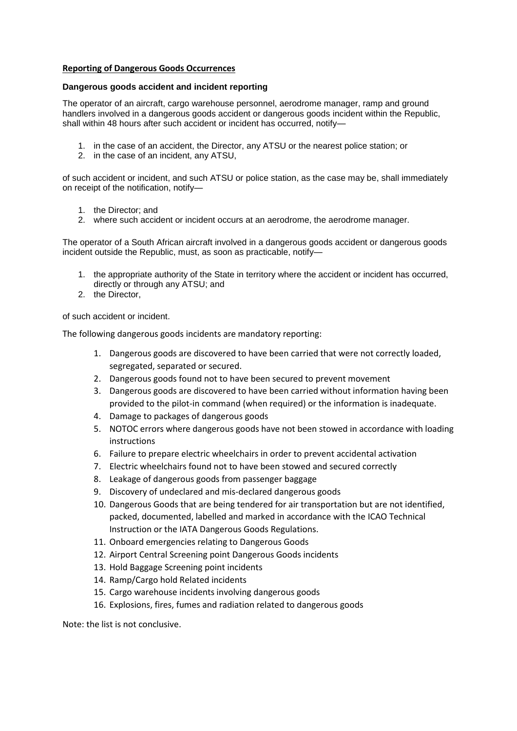**Reporting of Dangerous Goods Occurrences**

**Dangerous goods accident and incident reporting**

The operator of an aircraft, cargo warehouse personnel, aerodrome manager, ramp and ground handlers involved in a dangerous goods accident or dangerous goods incident within the Republic, shall within 48 hours after such accident or incident has occurred, notify—

1. in the case of an accident, the Director, any ATSU or the nearest police station; or
2. in the case of an incident, any ATSU,

of such accident or incident, and such ATSU or police station, as the case may be, shall immediately on receipt of the notification, notify—

1. the Director; and
2. where such accident or incident occurs at an aerodrome, the aerodrome manager.

The operator of a South African aircraft involved in a dangerous goods accident or dangerous goods incident outside the Republic, must, as soon as practicable, notify—

1. the appropriate authority of the State in territory where the accident or incident has occurred, directly or through any ATSU; and
2. the Director,

of such accident or incident.

The following dangerous goods incidents are mandatory reporting:

1. Dangerous goods are discovered to have been carried that were not correctly loaded, segregated, separated or secured.
2. Dangerous goods found not to have been secured to prevent movement
3. Dangerous goods are discovered to have been carried without information having been provided to the pilot-in command (when required) or the information is inadequate.
4. Damage to packages of dangerous goods
5. NOTOC errors where dangerous goods have not been stowed in accordance with loading instructions
6. Failure to prepare electric wheelchairs in order to prevent accidental activation
7. Electric wheelchairs found not to have been stowed and secured correctly
8. Leakage of dangerous goods from passenger baggage
9. Discovery of undeclared and mis-declared dangerous goods
10. Dangerous Goods that are being tendered for air transportation but are not identified, packed, documented, labelled and marked in accordance with the ICAO Technical Instruction or the IATA Dangerous Goods Regulations.
11. Onboard emergencies relating to Dangerous Goods
12. Airport Central Screening point Dangerous Goods incidents
13. Hold Baggage Screening point incidents
14. Ramp/Cargo hold Related incidents
15. Cargo warehouse incidents involving dangerous goods
16. Explosions, fires, fumes and radiation related to dangerous goods

Note: the list is not conclusive.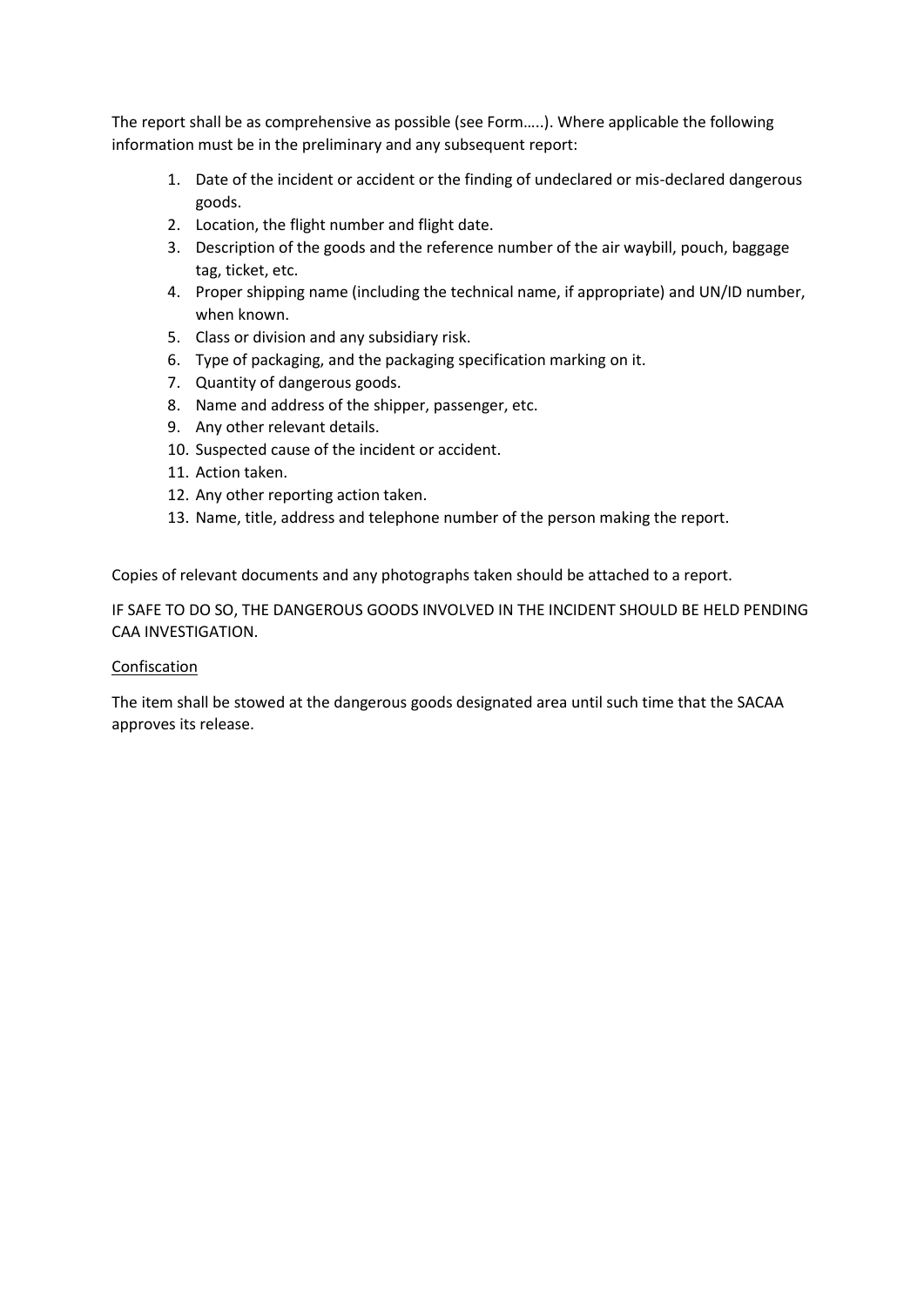The report shall be as comprehensive as possible (see Form…..). Where applicable the following information must be in the preliminary and any subsequent report:

1. Date of the incident or accident or the finding of undeclared or mis-declared dangerous goods.
2. Location, the flight number and flight date.
3. Description of the goods and the reference number of the air waybill, pouch, baggage tag, ticket, etc.
4. Proper shipping name (including the technical name, if appropriate) and UN/ID number, when known.
5. Class or division and any subsidiary risk.
6. Type of packaging, and the packaging specification marking on it.
7. Quantity of dangerous goods.
8. Name and address of the shipper, passenger, etc.
9. Any other relevant details.
10. Suspected cause of the incident or accident.
11. Action taken.
12. Any other reporting action taken.
13. Name, title, address and telephone number of the person making the report.

Copies of relevant documents and any photographs taken should be attached to a report.

IF SAFE TO DO SO, THE DANGEROUS GOODS INVOLVED IN THE INCIDENT SHOULD BE HELD PENDING CAA INVESTIGATION.

<u>Confiscation</u>

The item shall be stowed at the dangerous goods designated area until such time that the SACAA approves its release.